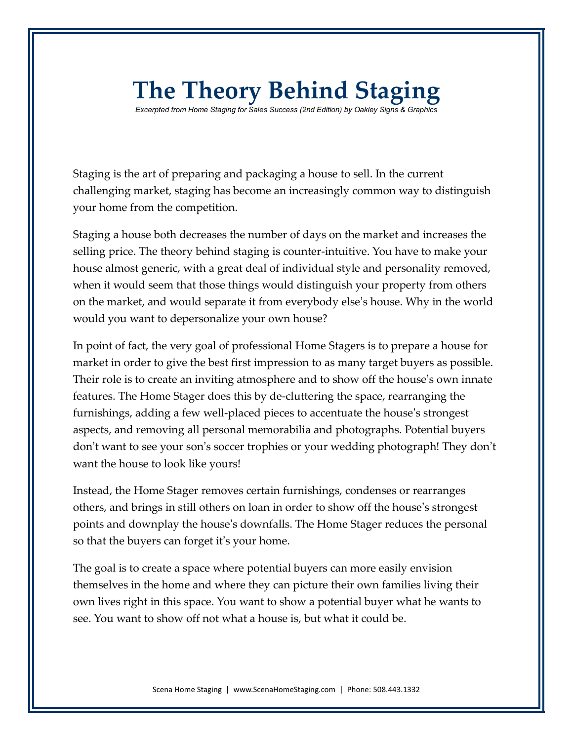# The Theory Behind Staging

*Excerpted from Home Staging for Sales Success (2nd Edition) by Oakley Signs & Graphics*

Staging is the art of preparing and packaging a house to sell. In the current challenging market, staging has become an increasingly common way to distinguish your home from the competition.

Staging a house both decreases the number of days on the market and increases the selling price. The theory behind staging is counter-intuitive. You have to make your house almost generic, with a great deal of individual style and personality removed, when it would seem that those things would distinguish your property from others on the market, and would separate it from everybody else's house. Why in the world would you want to depersonalize your own house?

In point of fact, the very goal of professional Home Stagers is to prepare a house for market in order to give the best first impression to as many target buyers as possible. Their role is to create an inviting atmosphere and to show off the house's own innate features. The Home Stager does this by de-cluttering the space, rearranging the furnishings, adding a few well-placed pieces to accentuate the house's strongest aspects, and removing all personal memorabilia and photographs. Potential buyers don't want to see your son's soccer trophies or your wedding photograph! They don't want the house to look like yours!

Instead, the Home Stager removes certain furnishings, condenses or rearranges others, and brings in still others on loan in order to show off the house's strongest points and downplay the house's downfalls. The Home Stager reduces the personal so that the buyers can forget it's your home.

The goal is to create a space where potential buyers can more easily envision themselves in the home and where they can picture their own families living their own lives right in this space. You want to show a potential buyer what he wants to see. You want to show off not what a house is, but what it could be.

Scena Home Staging | www.ScenaHomeStaging.com | Phone: 508.443.1332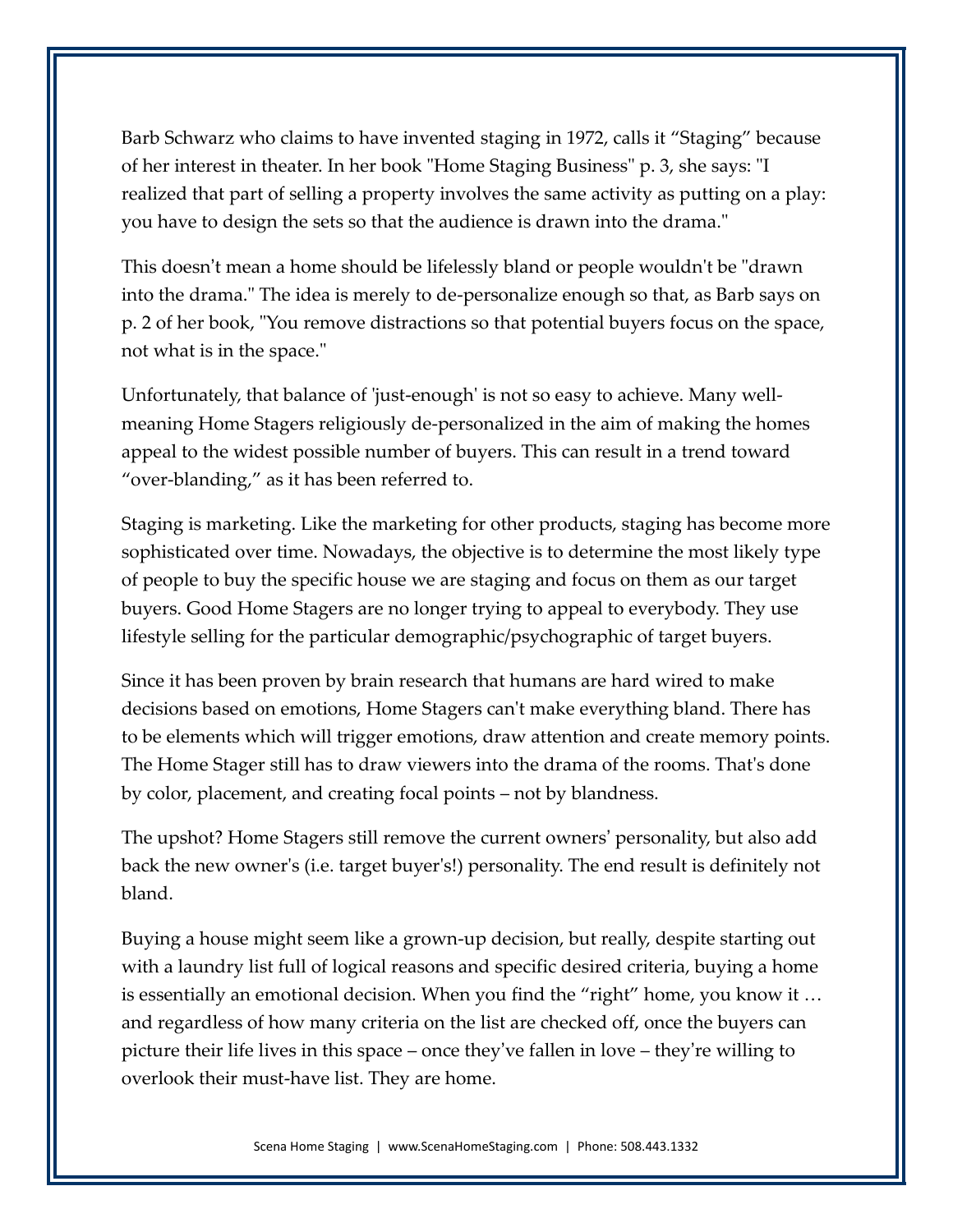Barb Schwarz who claims to have invented staging in 1972, calls it “Staging” because of her interest in theater. In her book "Home Staging Business" p. 3, she says: "I realized that part of selling a property involves the same activity as putting on a play: you have to design the sets so that the audience is drawn into the drama."

This doesn’t mean a home should be lifelessly bland or people wouldn't be "drawn into the drama." The idea is merely to de-personalize enough so that, as Barb says on p. 2 of her book, "You remove distractions so that potential buyers focus on the space, not what is in the space."

Unfortunately, that balance of 'just-enough' is not so easy to achieve. Many well-meaning Home Stagers religiously de-personalized in the aim of making the homes appeal to the widest possible number of buyers. This can result in a trend toward “over-blanding,” as it has been referred to.

Staging is marketing. Like the marketing for other products, staging has become more sophisticated over time. Nowadays, the objective is to determine the most likely type of people to buy the specific house we are staging and focus on them as our target buyers. Good Home Stagers are no longer trying to appeal to everybody. They use lifestyle selling for the particular demographic/psychographic of target buyers.

Since it has been proven by brain research that humans are hard wired to make decisions based on emotions, Home Stagers can't make everything bland. There has to be elements which will trigger emotions, draw attention and create memory points. The Home Stager still has to draw viewers into the drama of the rooms. That's done by color, placement, and creating focal points – not by blandness.

The upshot? Home Stagers still remove the current owners’ personality, but also add back the new owner's (i.e. target buyer's!) personality. The end result is definitely not bland.

Buying a house might seem like a grown-up decision, but really, despite starting out with a laundry list full of logical reasons and specific desired criteria, buying a home is essentially an emotional decision. When you find the “right” home, you know it … and regardless of how many criteria on the list are checked off, once the buyers can picture their life lives in this space – once they’ve fallen in love – they’re willing to overlook their must-have list. They are home.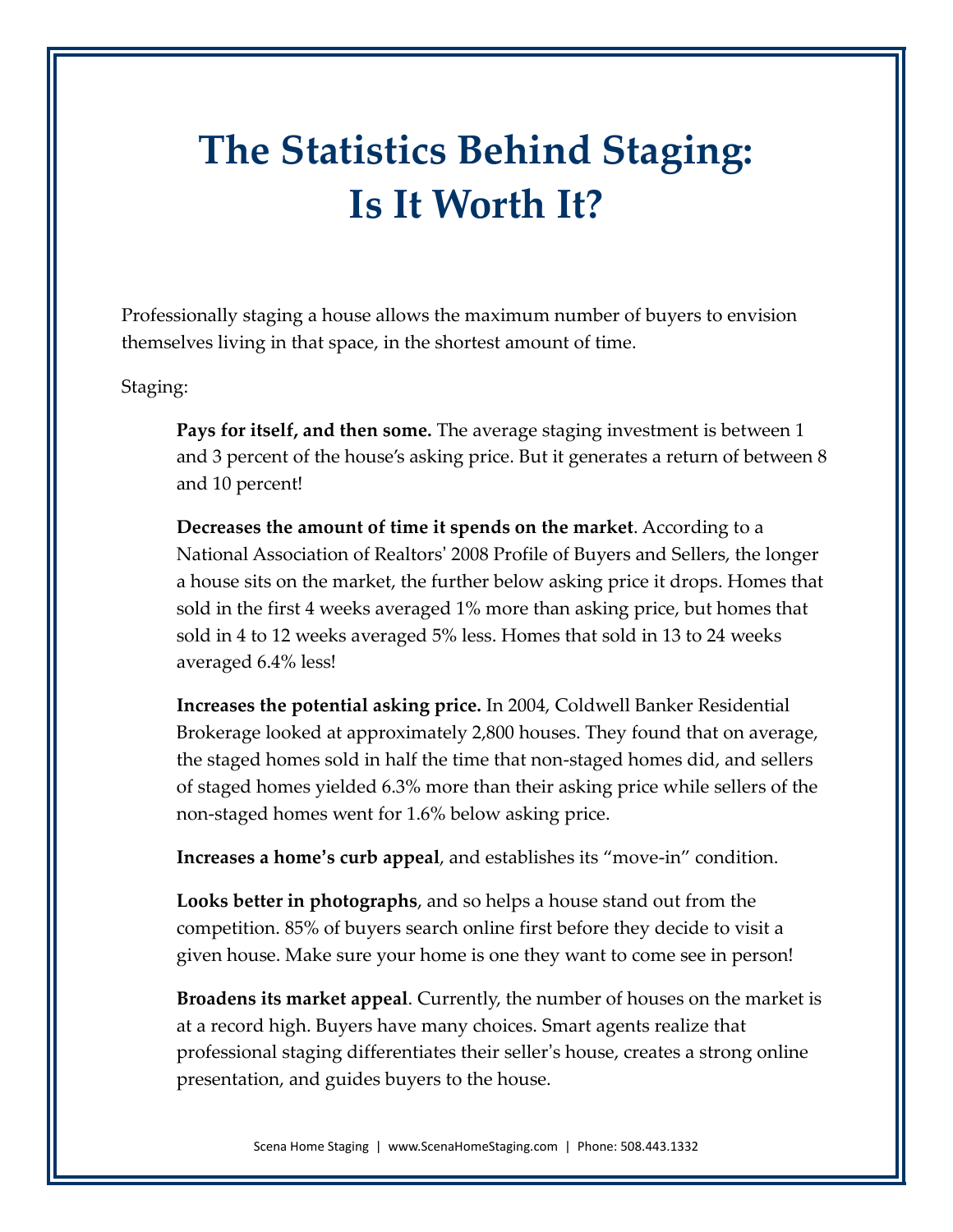# The Statistics Behind Staging: Is It Worth It?

Professionally staging a house allows the maximum number of buyers to envision themselves living in that space, in the shortest amount of time.

Staging:

**Pays for itself, and then some.** The average staging investment is between 1 and 3 percent of the house's asking price. But it generates a return of between 8 and 10 percent!

**Decreases the amount of time it spends on the market**. According to a National Association of Realtors' 2008 Profile of Buyers and Sellers, the longer a house sits on the market, the further below asking price it drops. Homes that sold in the first 4 weeks averaged 1% more than asking price, but homes that sold in 4 to 12 weeks averaged 5% less. Homes that sold in 13 to 24 weeks averaged 6.4% less!

**Increases the potential asking price.** In 2004, Coldwell Banker Residential Brokerage looked at approximately 2,800 houses. They found that on average, the staged homes sold in half the time that non-staged homes did, and sellers of staged homes yielded 6.3% more than their asking price while sellers of the non-staged homes went for 1.6% below asking price.

**Increases a home's curb appeal**, and establishes its "move-in" condition.

**Looks better in photographs**, and so helps a house stand out from the competition. 85% of buyers search online first before they decide to visit a given house. Make sure your home is one they want to come see in person!

**Broadens its market appeal**. Currently, the number of houses on the market is at a record high. Buyers have many choices. Smart agents realize that professional staging differentiates their seller's house, creates a strong online presentation, and guides buyers to the house.

Scena Home Staging | www.ScenaHomeStaging.com | Phone: 508.443.1332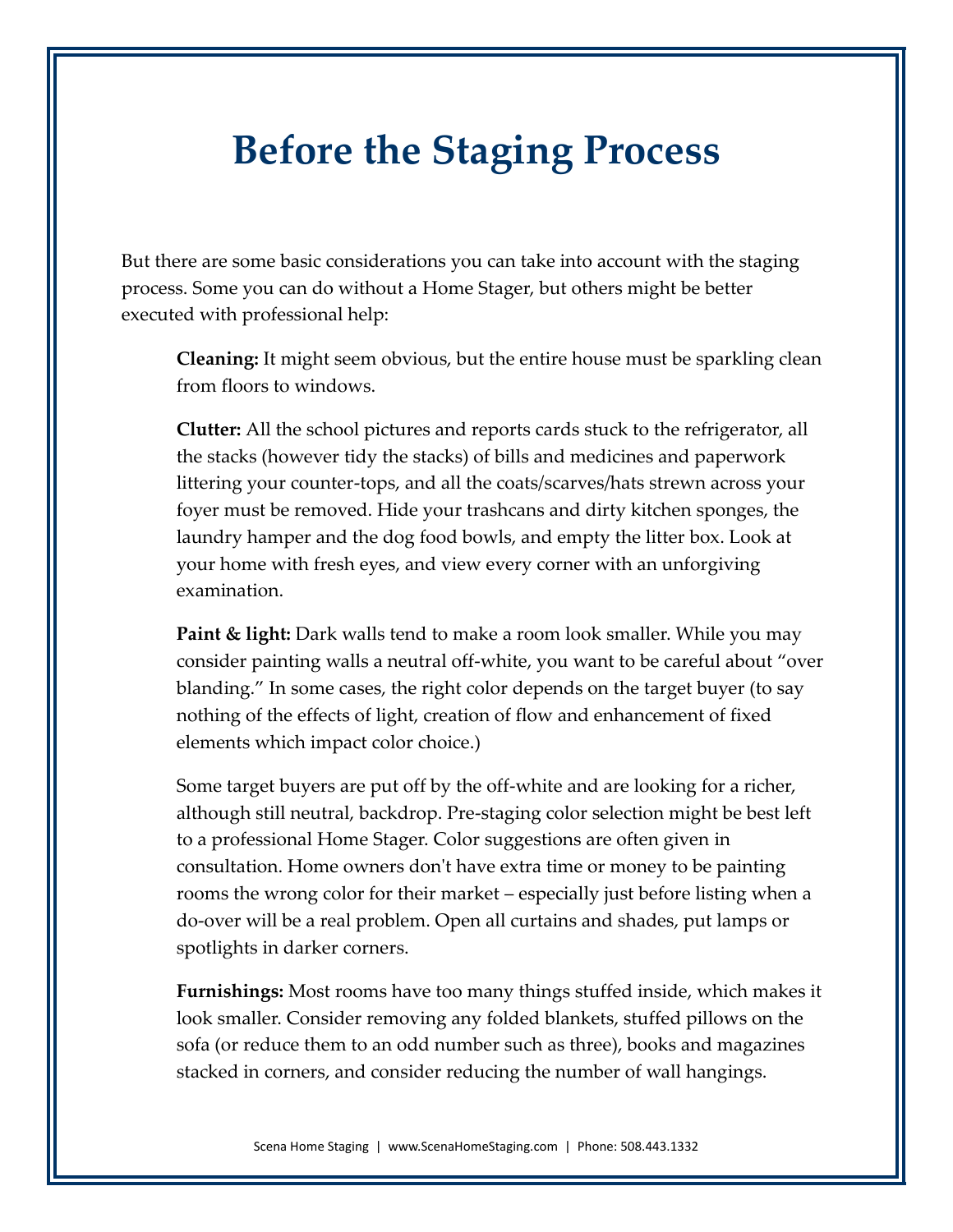# Before the Staging Process

But there are some basic considerations you can take into account with the staging process. Some you can do without a Home Stager, but others might be better executed with professional help:

**Cleaning:** It might seem obvious, but the entire house must be sparkling clean from floors to windows.

**Clutter:** All the school pictures and reports cards stuck to the refrigerator, all the stacks (however tidy the stacks) of bills and medicines and paperwork littering your counter-tops, and all the coats/scarves/hats strewn across your foyer must be removed. Hide your trashcans and dirty kitchen sponges, the laundry hamper and the dog food bowls, and empty the litter box. Look at your home with fresh eyes, and view every corner with an unforgiving examination.

**Paint & light:** Dark walls tend to make a room look smaller. While you may consider painting walls a neutral off-white, you want to be careful about "over blanding." In some cases, the right color depends on the target buyer (to say nothing of the effects of light, creation of flow and enhancement of fixed elements which impact color choice.)

Some target buyers are put off by the off-white and are looking for a richer, although still neutral, backdrop. Pre-staging color selection might be best left to a professional Home Stager. Color suggestions are often given in consultation. Home owners don't have extra time or money to be painting rooms the wrong color for their market – especially just before listing when a do-over will be a real problem. Open all curtains and shades, put lamps or spotlights in darker corners.

**Furnishings:** Most rooms have too many things stuffed inside, which makes it look smaller. Consider removing any folded blankets, stuffed pillows on the sofa (or reduce them to an odd number such as three), books and magazines stacked in corners, and consider reducing the number of wall hangings.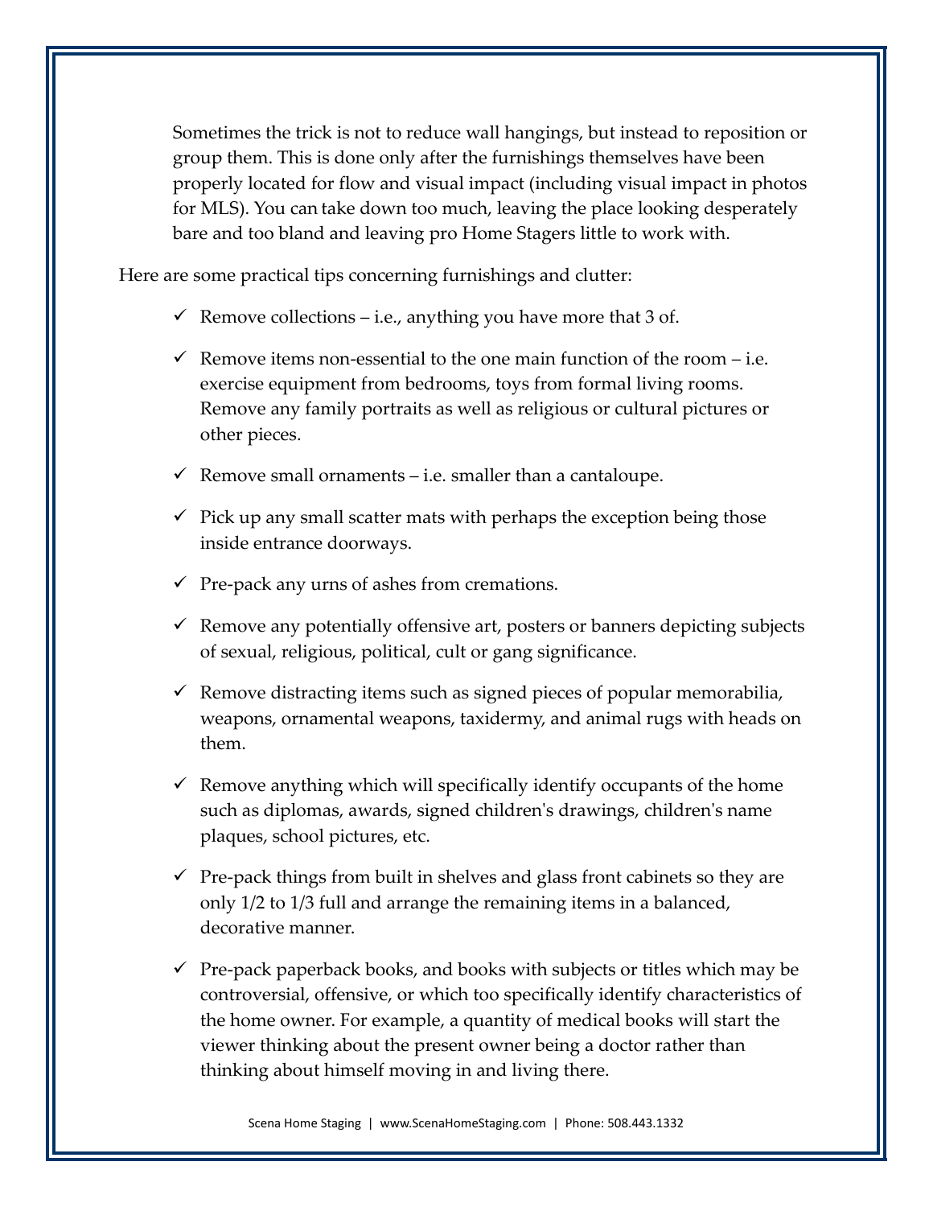Sometimes the trick is not to reduce wall hangings, but instead to reposition or group them. This is done only after the furnishings themselves have been properly located for flow and visual impact (including visual impact in photos for MLS). You can take down too much, leaving the place looking desperately bare and too bland and leaving pro Home Stagers little to work with.

Here are some practical tips concerning furnishings and clutter:

- ✓ Remove collections – i.e., anything you have more that 3 of.
- ✓ Remove items non-essential to the one main function of the room – i.e. exercise equipment from bedrooms, toys from formal living rooms. Remove any family portraits as well as religious or cultural pictures or other pieces.
- ✓ Remove small ornaments – i.e. smaller than a cantaloupe.
- ✓ Pick up any small scatter mats with perhaps the exception being those inside entrance doorways.
- ✓ Pre-pack any urns of ashes from cremations.
- ✓ Remove any potentially offensive art, posters or banners depicting subjects of sexual, religious, political, cult or gang significance.
- ✓ Remove distracting items such as signed pieces of popular memorabilia, weapons, ornamental weapons, taxidermy, and animal rugs with heads on them.
- ✓ Remove anything which will specifically identify occupants of the home such as diplomas, awards, signed children's drawings, children's name plaques, school pictures, etc.
- ✓ Pre-pack things from built in shelves and glass front cabinets so they are only 1/2 to 1/3 full and arrange the remaining items in a balanced, decorative manner.
- ✓ Pre-pack paperback books, and books with subjects or titles which may be controversial, offensive, or which too specifically identify characteristics of the home owner. For example, a quantity of medical books will start the viewer thinking about the present owner being a doctor rather than thinking about himself moving in and living there.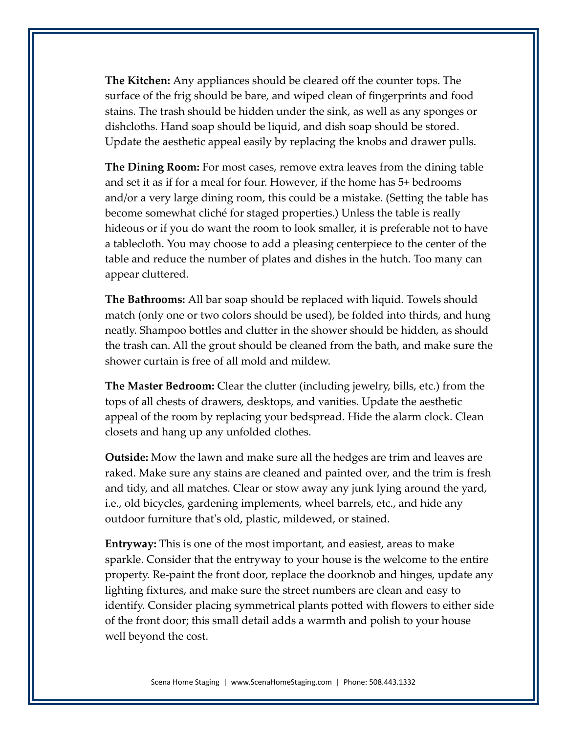**The Kitchen:** Any appliances should be cleared off the counter tops. The surface of the frig should be bare, and wiped clean of fingerprints and food stains. The trash should be hidden under the sink, as well as any sponges or dishcloths. Hand soap should be liquid, and dish soap should be stored. Update the aesthetic appeal easily by replacing the knobs and drawer pulls.

**The Dining Room:** For most cases, remove extra leaves from the dining table and set it as if for a meal for four. However, if the home has 5+ bedrooms and/or a very large dining room, this could be a mistake. (Setting the table has become somewhat cliché for staged properties.) Unless the table is really hideous or if you do want the room to look smaller, it is preferable not to have a tablecloth. You may choose to add a pleasing centerpiece to the center of the table and reduce the number of plates and dishes in the hutch. Too many can appear cluttered.

**The Bathrooms:** All bar soap should be replaced with liquid. Towels should match (only one or two colors should be used), be folded into thirds, and hung neatly. Shampoo bottles and clutter in the shower should be hidden, as should the trash can. All the grout should be cleaned from the bath, and make sure the shower curtain is free of all mold and mildew.

**The Master Bedroom:** Clear the clutter (including jewelry, bills, etc.) from the tops of all chests of drawers, desktops, and vanities. Update the aesthetic appeal of the room by replacing your bedspread. Hide the alarm clock. Clean closets and hang up any unfolded clothes.

**Outside:** Mow the lawn and make sure all the hedges are trim and leaves are raked. Make sure any stains are cleaned and painted over, and the trim is fresh and tidy, and all matches. Clear or stow away any junk lying around the yard, i.e., old bicycles, gardening implements, wheel barrels, etc., and hide any outdoor furniture that's old, plastic, mildewed, or stained.

**Entryway:** This is one of the most important, and easiest, areas to make sparkle. Consider that the entryway to your house is the welcome to the entire property. Re-paint the front door, replace the doorknob and hinges, update any lighting fixtures, and make sure the street numbers are clean and easy to identify. Consider placing symmetrical plants potted with flowers to either side of the front door; this small detail adds a warmth and polish to your house well beyond the cost.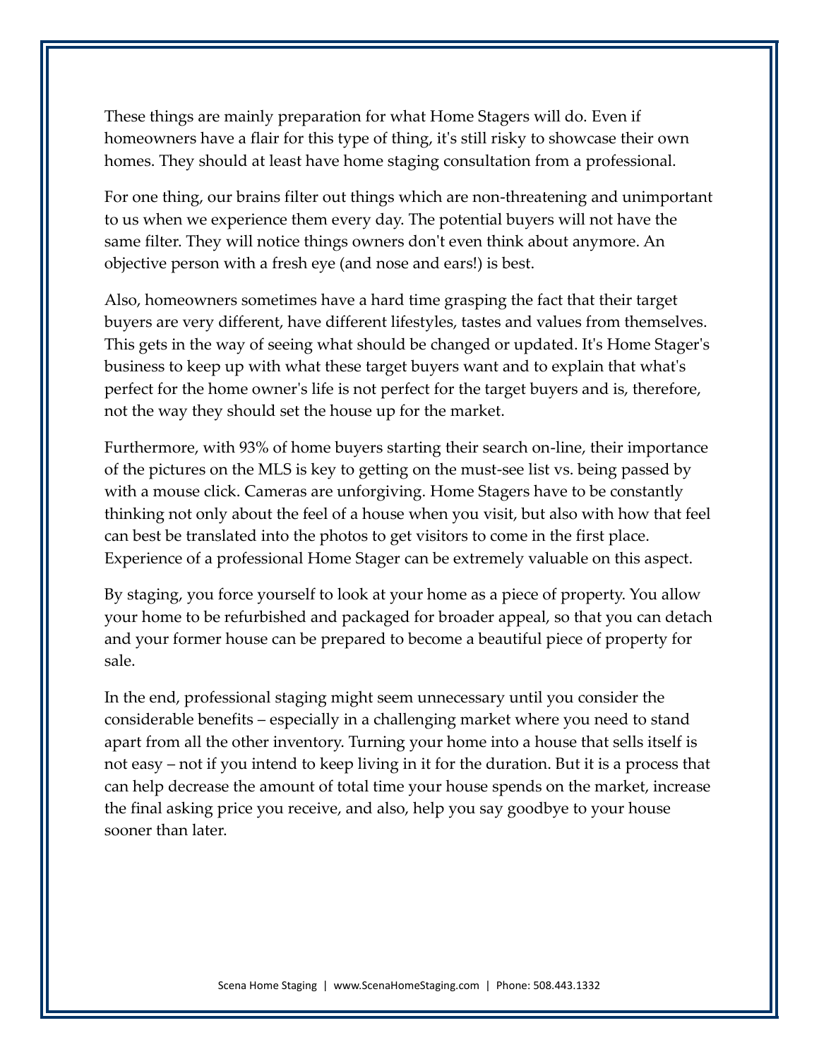These things are mainly preparation for what Home Stagers will do. Even if homeowners have a flair for this type of thing, it's still risky to showcase their own homes. They should at least have home staging consultation from a professional.

For one thing, our brains filter out things which are non-threatening and unimportant to us when we experience them every day. The potential buyers will not have the same filter. They will notice things owners don't even think about anymore. An objective person with a fresh eye (and nose and ears!) is best.

Also, homeowners sometimes have a hard time grasping the fact that their target buyers are very different, have different lifestyles, tastes and values from themselves. This gets in the way of seeing what should be changed or updated. It's Home Stager's business to keep up with what these target buyers want and to explain that what's perfect for the home owner's life is not perfect for the target buyers and is, therefore, not the way they should set the house up for the market.

Furthermore, with 93% of home buyers starting their search on-line, their importance of the pictures on the MLS is key to getting on the must-see list vs. being passed by with a mouse click. Cameras are unforgiving. Home Stagers have to be constantly thinking not only about the feel of a house when you visit, but also with how that feel can best be translated into the photos to get visitors to come in the first place. Experience of a professional Home Stager can be extremely valuable on this aspect.

By staging, you force yourself to look at your home as a piece of property. You allow your home to be refurbished and packaged for broader appeal, so that you can detach and your former house can be prepared to become a beautiful piece of property for sale.

In the end, professional staging might seem unnecessary until you consider the considerable benefits – especially in a challenging market where you need to stand apart from all the other inventory. Turning your home into a house that sells itself is not easy – not if you intend to keep living in it for the duration. But it is a process that can help decrease the amount of total time your house spends on the market, increase the final asking price you receive, and also, help you say goodbye to your house sooner than later.